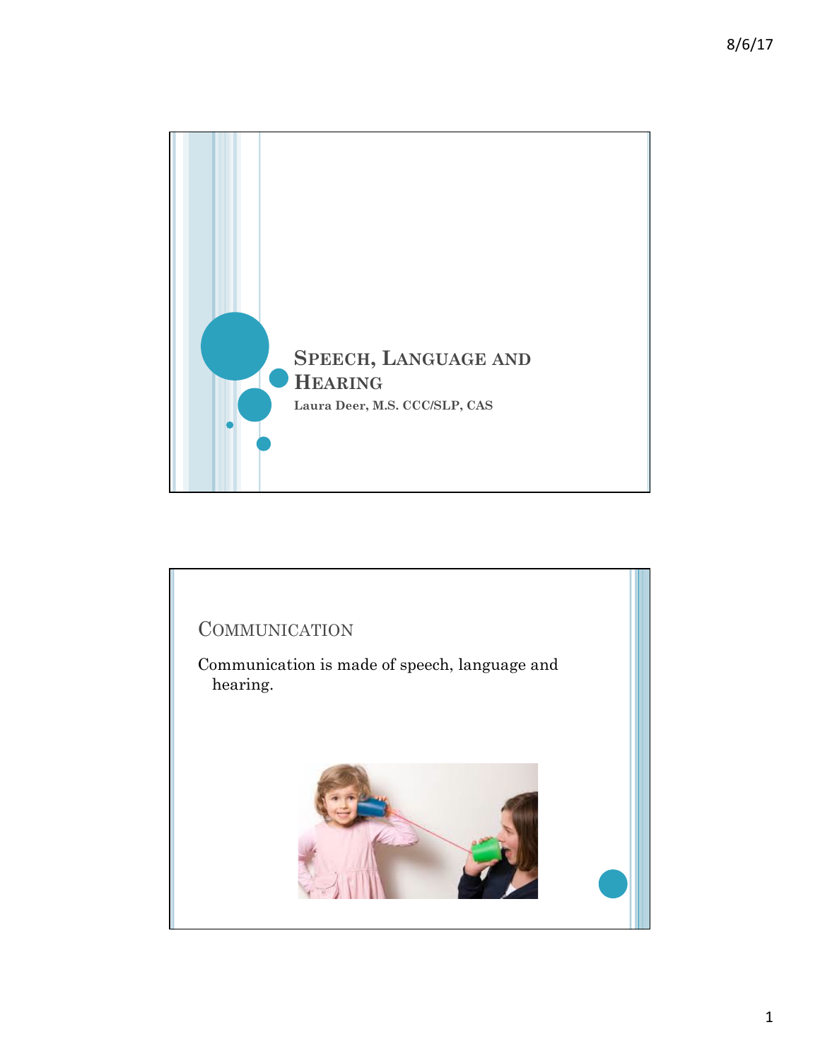# Speech, Language and Hearing

**Laura Deer, M.S. CCC/SLP, CAS**

## Communication

Communication is made of speech, language and hearing.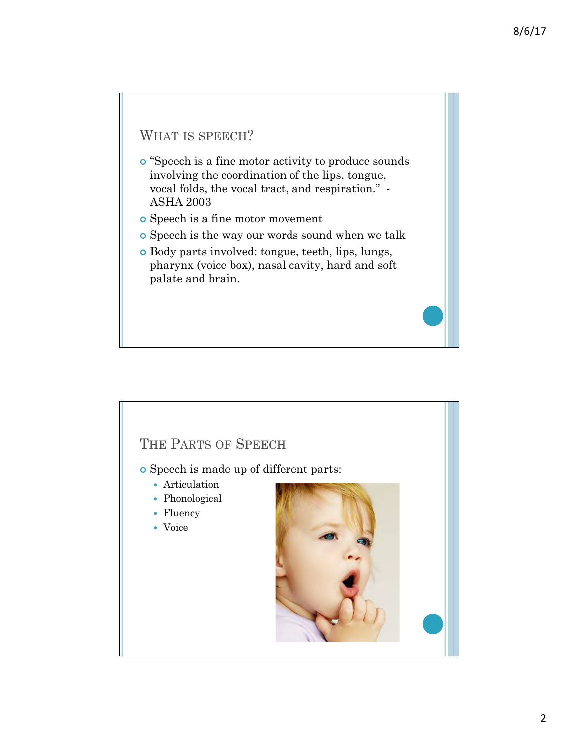## What is speech?

- "Speech is a fine motor activity to produce sounds involving the coordination of the lips, tongue, vocal folds, the vocal tract, and respiration." - ASHA 2003
- Speech is a fine motor movement
- Speech is the way our words sound when we talk
- Body parts involved: tongue, teeth, lips, lungs, pharynx (voice box), nasal cavity, hard and soft palate and brain.

## The Parts of Speech

- Speech is made up of different parts:
  - Articulation
  - Phonological
  - Fluency
  - Voice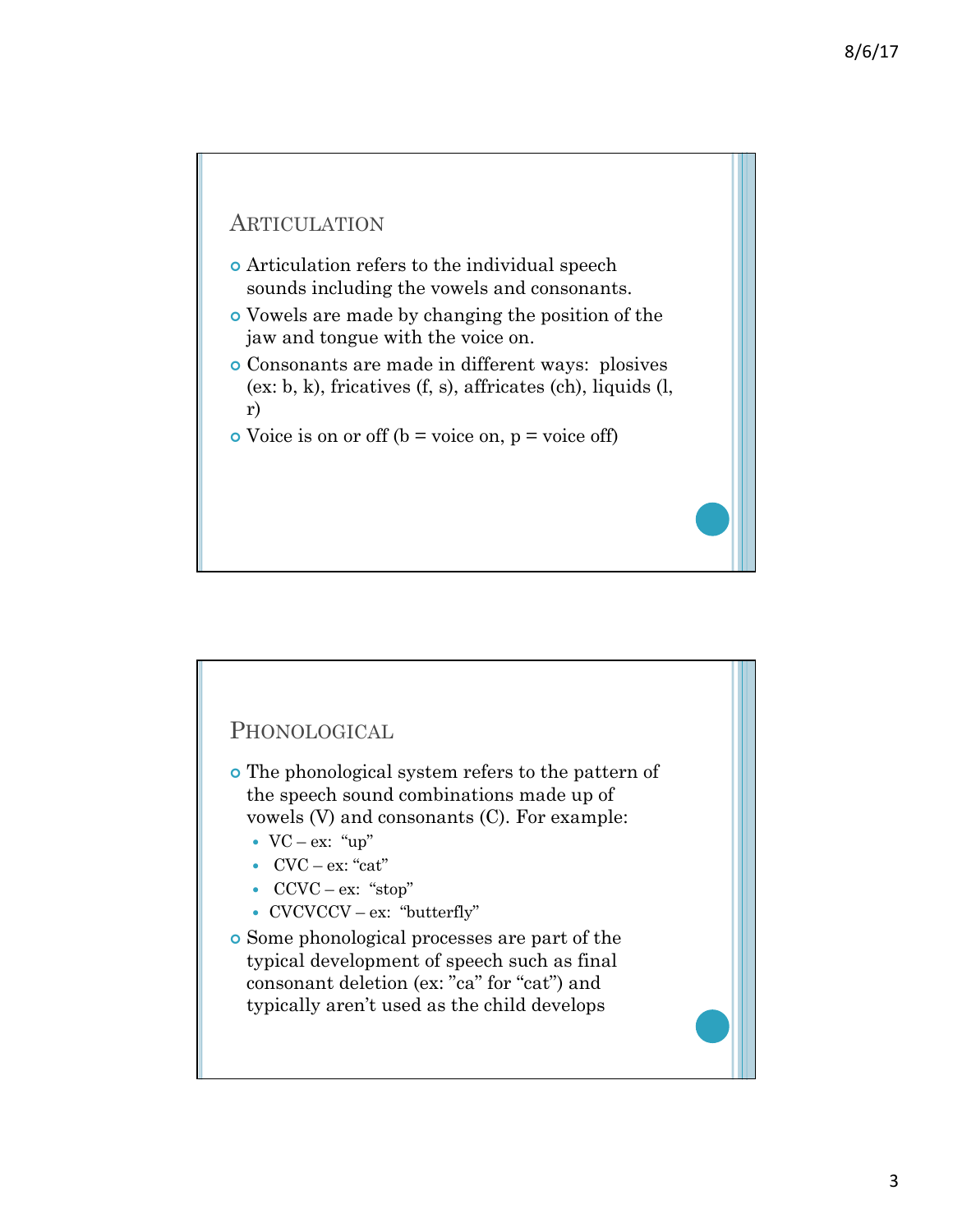## Articulation

- Articulation refers to the individual speech sounds including the vowels and consonants.
- Vowels are made by changing the position of the jaw and tongue with the voice on.
- Consonants are made in different ways: plosives (ex: b, k), fricatives (f, s), affricates (ch), liquids (l, r)
- Voice is on or off (b = voice on, p = voice off)

## Phonological

- The phonological system refers to the pattern of the speech sound combinations made up of vowels (V) and consonants (C). For example:
  - VC – ex: "up"
  - CVC – ex: "cat"
  - CCVC – ex: "stop"
  - CVCVCCV – ex: "butterfly"
- Some phonological processes are part of the typical development of speech such as final consonant deletion (ex: "ca" for "cat") and typically aren't used as the child develops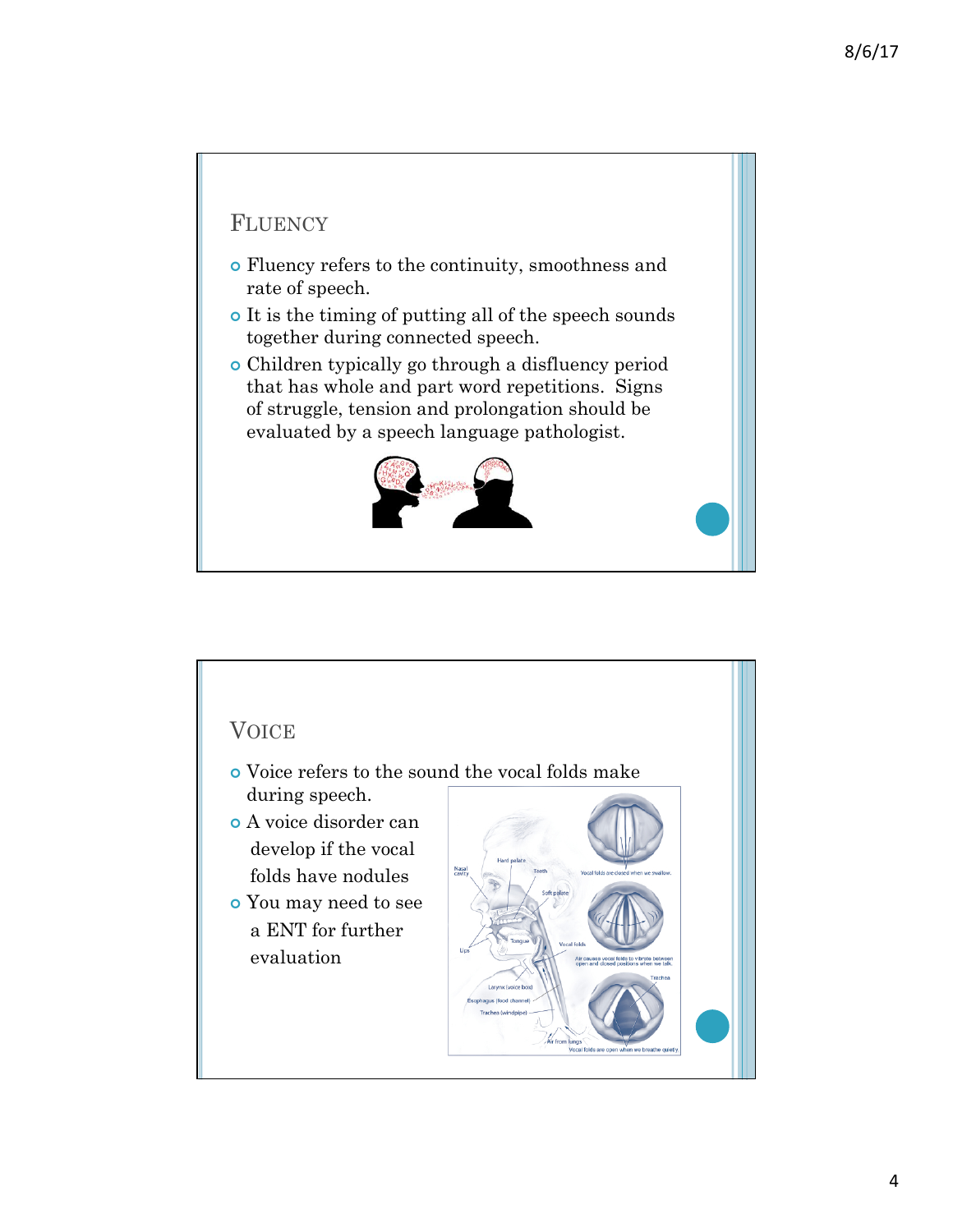## Fluency

- Fluency refers to the continuity, smoothness and rate of speech.
- It is the timing of putting all of the speech sounds together during connected speech.
- Children typically go through a disfluency period that has whole and part word repetitions. Signs of struggle, tension and prolongation should be evaluated by a speech language pathologist.

## Voice

- Voice refers to the sound the vocal folds make during speech.
- A voice disorder can develop if the vocal folds have nodules
- You may need to see a ENT for further evaluation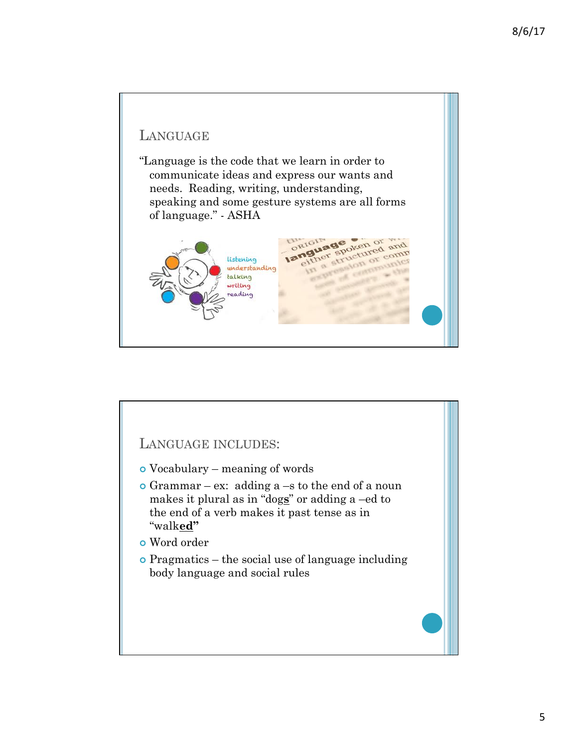## Language

"Language is the code that we learn in order to communicate ideas and express our wants and needs. Reading, writing, understanding, speaking and some gesture systems are all forms of language." - ASHA

## Language includes:

- Vocabulary – meaning of words
- Grammar – ex: adding a –s to the end of a noun makes it plural as in "dog**s**" or adding a –ed to the end of a verb makes it past tense as in "walk**ed**"
- Word order
- Pragmatics – the social use of language including body language and social rules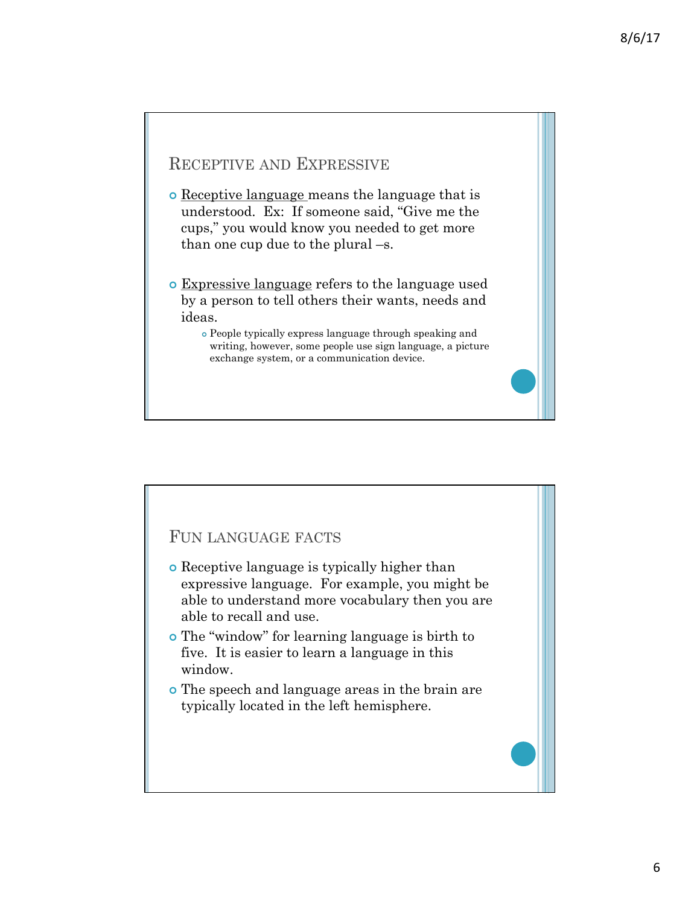## Receptive and Expressive

- Receptive language means the language that is understood. Ex: If someone said, "Give me the cups," you would know you needed to get more than one cup due to the plural –s.
- Expressive language refers to the language used by a person to tell others their wants, needs and ideas.
  - People typically express language through speaking and writing, however, some people use sign language, a picture exchange system, or a communication device.

## Fun language facts

- Receptive language is typically higher than expressive language. For example, you might be able to understand more vocabulary then you are able to recall and use.
- The "window" for learning language is birth to five. It is easier to learn a language in this window.
- The speech and language areas in the brain are typically located in the left hemisphere.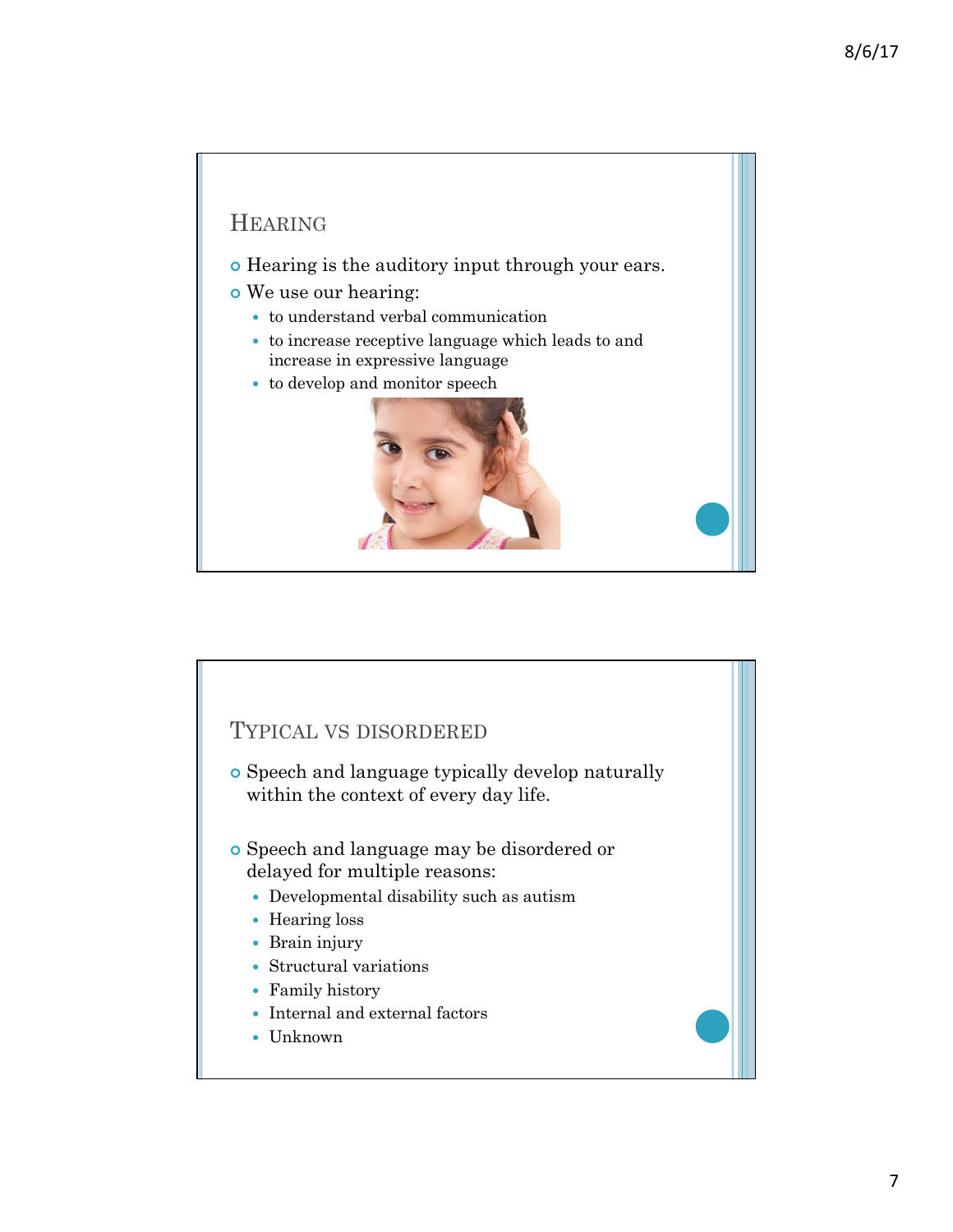## Hearing

- Hearing is the auditory input through your ears.
- We use our hearing:
  - to understand verbal communication
  - to increase receptive language which leads to and increase in expressive language
  - to develop and monitor speech

## Typical vs disordered

- Speech and language typically develop naturally within the context of every day life.

- Speech and language may be disordered or delayed for multiple reasons:
  - Developmental disability such as autism
  - Hearing loss
  - Brain injury
  - Structural variations
  - Family history
  - Internal and external factors
  - Unknown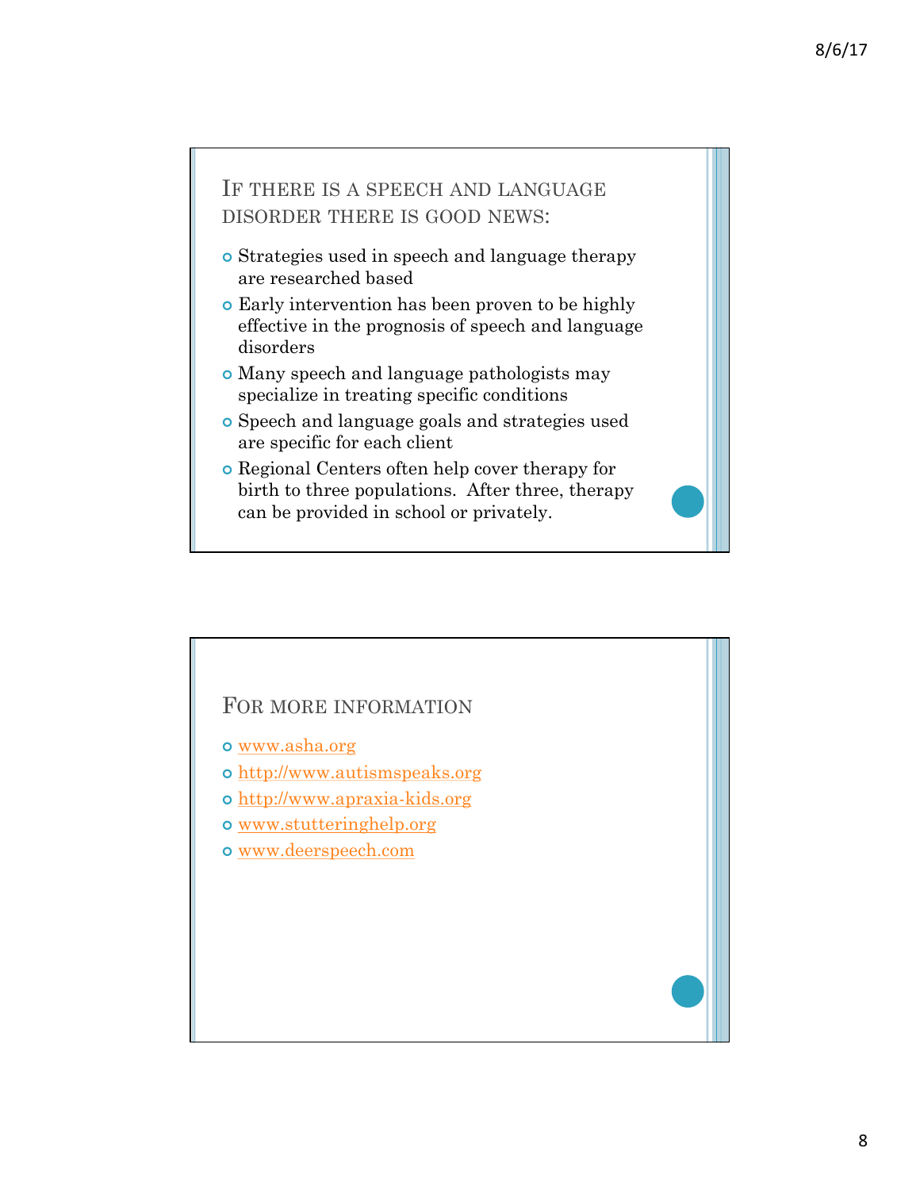## If there is a speech and language disorder there is good news:

- Strategies used in speech and language therapy are researched based
- Early intervention has been proven to be highly effective in the prognosis of speech and language disorders
- Many speech and language pathologists may specialize in treating specific conditions
- Speech and language goals and strategies used are specific for each client
- Regional Centers often help cover therapy for birth to three populations. After three, therapy can be provided in school or privately.

## For more information

- www.asha.org
- http://www.autismspeaks.org
- http://www.apraxia-kids.org
- www.stutteringhelp.org
- www.deerspeech.com